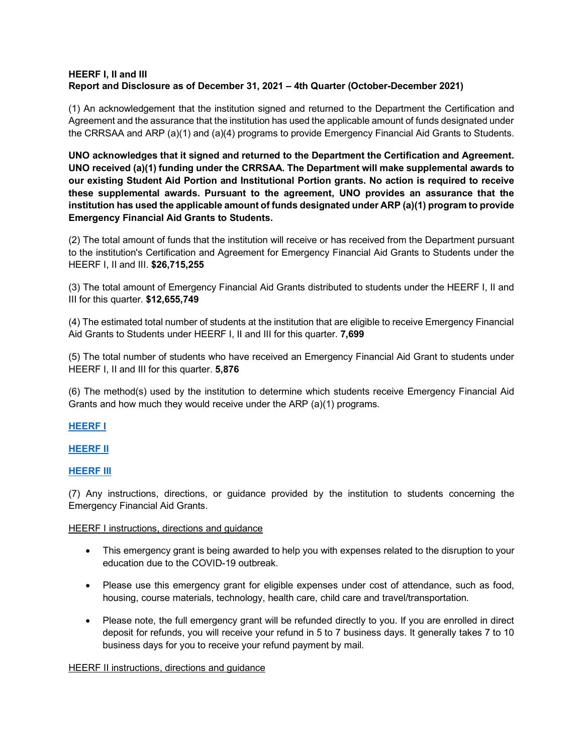**HEERF I, II and III**
**Report and Disclosure as of December 31, 2021 – 4th Quarter (October-December 2021)**

(1) An acknowledgement that the institution signed and returned to the Department the Certification and Agreement and the assurance that the institution has used the applicable amount of funds designated under the CRRSAA and ARP (a)(1) and (a)(4) programs to provide Emergency Financial Aid Grants to Students.

**UNO acknowledges that it signed and returned to the Department the Certification and Agreement. UNO received (a)(1) funding under the CRRSAA. The Department will make supplemental awards to our existing Student Aid Portion and Institutional Portion grants. No action is required to receive these supplemental awards. Pursuant to the agreement, UNO provides an assurance that the institution has used the applicable amount of funds designated under ARP (a)(1) program to provide Emergency Financial Aid Grants to Students.**

(2) The total amount of funds that the institution will receive or has received from the Department pursuant to the institution's Certification and Agreement for Emergency Financial Aid Grants to Students under the HEERF I, II and III. **$26,715,255**

(3) The total amount of Emergency Financial Aid Grants distributed to students under the HEERF I, II and III for this quarter. **$12,655,749**

(4) The estimated total number of students at the institution that are eligible to receive Emergency Financial Aid Grants to Students under HEERF I, II and III for this quarter. **7,699**

(5) The total number of students who have received an Emergency Financial Aid Grant to students under HEERF I, II and III for this quarter. **5,876**

(6) The method(s) used by the institution to determine which students receive Emergency Financial Aid Grants and how much they would receive under the ARP (a)(1) programs.

**HEERF I**

**HEERF II**

**HEERF III**

(7) Any instructions, directions, or guidance provided by the institution to students concerning the Emergency Financial Aid Grants.

HEERF I instructions, directions and guidance

- This emergency grant is being awarded to help you with expenses related to the disruption to your education due to the COVID-19 outbreak.
- Please use this emergency grant for eligible expenses under cost of attendance, such as food, housing, course materials, technology, health care, child care and travel/transportation.
- Please note, the full emergency grant will be refunded directly to you. If you are enrolled in direct deposit for refunds, you will receive your refund in 5 to 7 business days. It generally takes 7 to 10 business days for you to receive your refund payment by mail.

HEERF II instructions, directions and guidance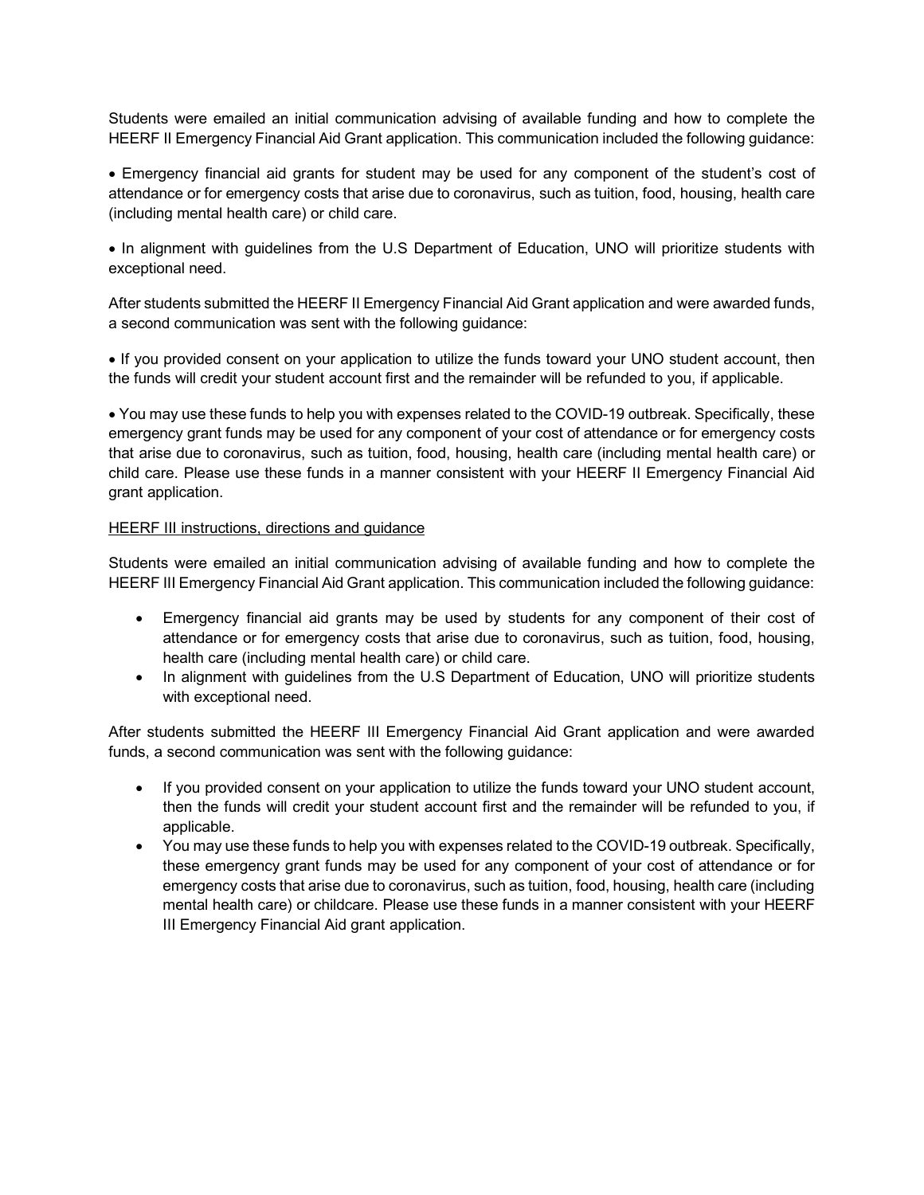Students were emailed an initial communication advising of available funding and how to complete the HEERF II Emergency Financial Aid Grant application. This communication included the following guidance:

- Emergency financial aid grants for student may be used for any component of the student's cost of attendance or for emergency costs that arise due to coronavirus, such as tuition, food, housing, health care (including mental health care) or child care.

- In alignment with guidelines from the U.S Department of Education, UNO will prioritize students with exceptional need.

After students submitted the HEERF II Emergency Financial Aid Grant application and were awarded funds, a second communication was sent with the following guidance:

- If you provided consent on your application to utilize the funds toward your UNO student account, then the funds will credit your student account first and the remainder will be refunded to you, if applicable.

- You may use these funds to help you with expenses related to the COVID-19 outbreak. Specifically, these emergency grant funds may be used for any component of your cost of attendance or for emergency costs that arise due to coronavirus, such as tuition, food, housing, health care (including mental health care) or child care. Please use these funds in a manner consistent with your HEERF II Emergency Financial Aid grant application.

<u>HEERF III instructions, directions and guidance</u>

Students were emailed an initial communication advising of available funding and how to complete the HEERF III Emergency Financial Aid Grant application. This communication included the following guidance:

- Emergency financial aid grants may be used by students for any component of their cost of attendance or for emergency costs that arise due to coronavirus, such as tuition, food, housing, health care (including mental health care) or child care.
- In alignment with guidelines from the U.S Department of Education, UNO will prioritize students with exceptional need.

After students submitted the HEERF III Emergency Financial Aid Grant application and were awarded funds, a second communication was sent with the following guidance:

- If you provided consent on your application to utilize the funds toward your UNO student account, then the funds will credit your student account first and the remainder will be refunded to you, if applicable.
- You may use these funds to help you with expenses related to the COVID-19 outbreak. Specifically, these emergency grant funds may be used for any component of your cost of attendance or for emergency costs that arise due to coronavirus, such as tuition, food, housing, health care (including mental health care) or childcare. Please use these funds in a manner consistent with your HEERF III Emergency Financial Aid grant application.